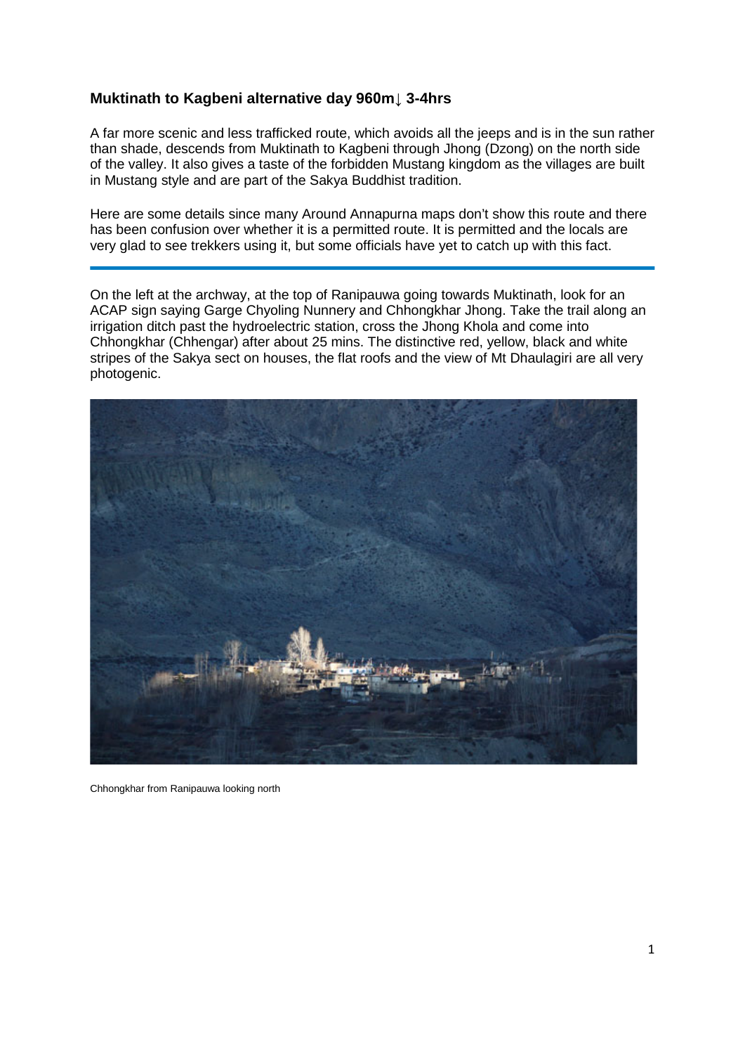## Muktinath to Kagbeni alternative day 960m↓ 3-4hrs

A far more scenic and less trafficked route, which avoids all the jeeps and is in the sun rather than shade, descends from Muktinath to Kagbeni through Jhong (Dzong) on the north side of the valley. It also gives a taste of the forbidden Mustang kingdom as the villages are built in Mustang style and are part of the Sakya Buddhist tradition.

Here are some details since many Around Annapurna maps don't show this route and there has been confusion over whether it is a permitted route. It is permitted and the locals are very glad to see trekkers using it, but some officials have yet to catch up with this fact.

---

On the left at the archway, at the top of Ranipauwa going towards Muktinath, look for an ACAP sign saying Garge Chyoling Nunnery and Chhongkhar Jhong. Take the trail along an irrigation ditch past the hydroelectric station, cross the Jhong Khola and come into Chhongkhar (Chhengar) after about 25 mins. The distinctive red, yellow, black and white stripes of the Sakya sect on houses, the flat roofs and the view of Mt Dhaulagiri are all very photogenic.

Chhongkhar from Ranipauwa looking north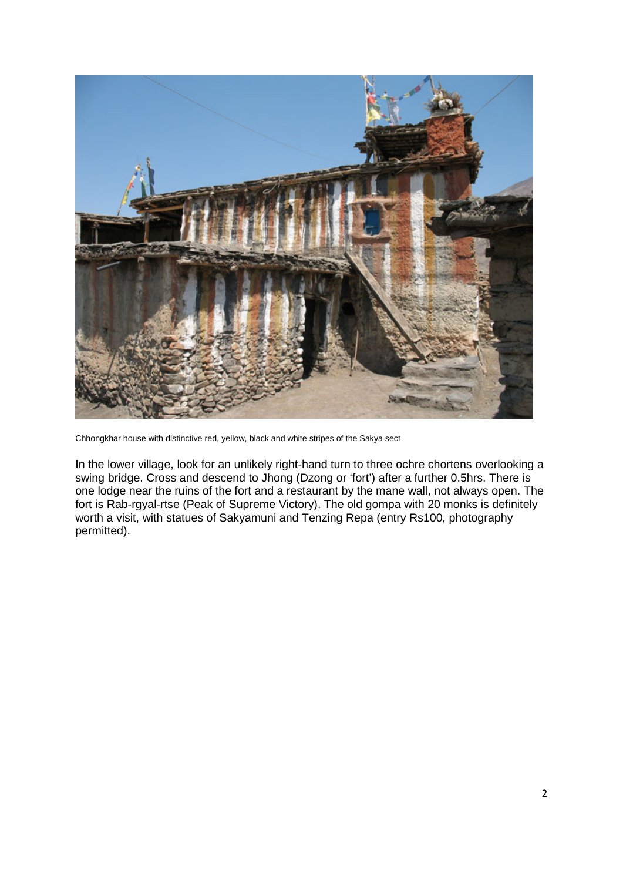Chhongkhar house with distinctive red, yellow, black and white stripes of the Sakya sect

In the lower village, look for an unlikely right-hand turn to three ochre chortens overlooking a swing bridge. Cross and descend to Jhong (Dzong or 'fort') after a further 0.5hrs. There is one lodge near the ruins of the fort and a restaurant by the mane wall, not always open. The fort is Rab-rgyal-rtse (Peak of Supreme Victory). The old gompa with 20 monks is definitely worth a visit, with statues of Sakyamuni and Tenzing Repa (entry Rs100, photography permitted).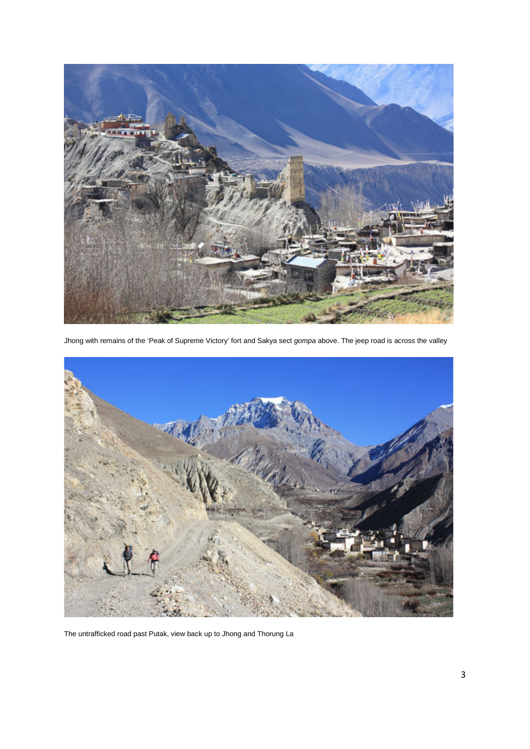Jhong with remains of the 'Peak of Supreme Victory' fort and Sakya sect *gompa* above. The jeep road is across the valley

The untrafficked road past Putak, view back up to Jhong and Thorung La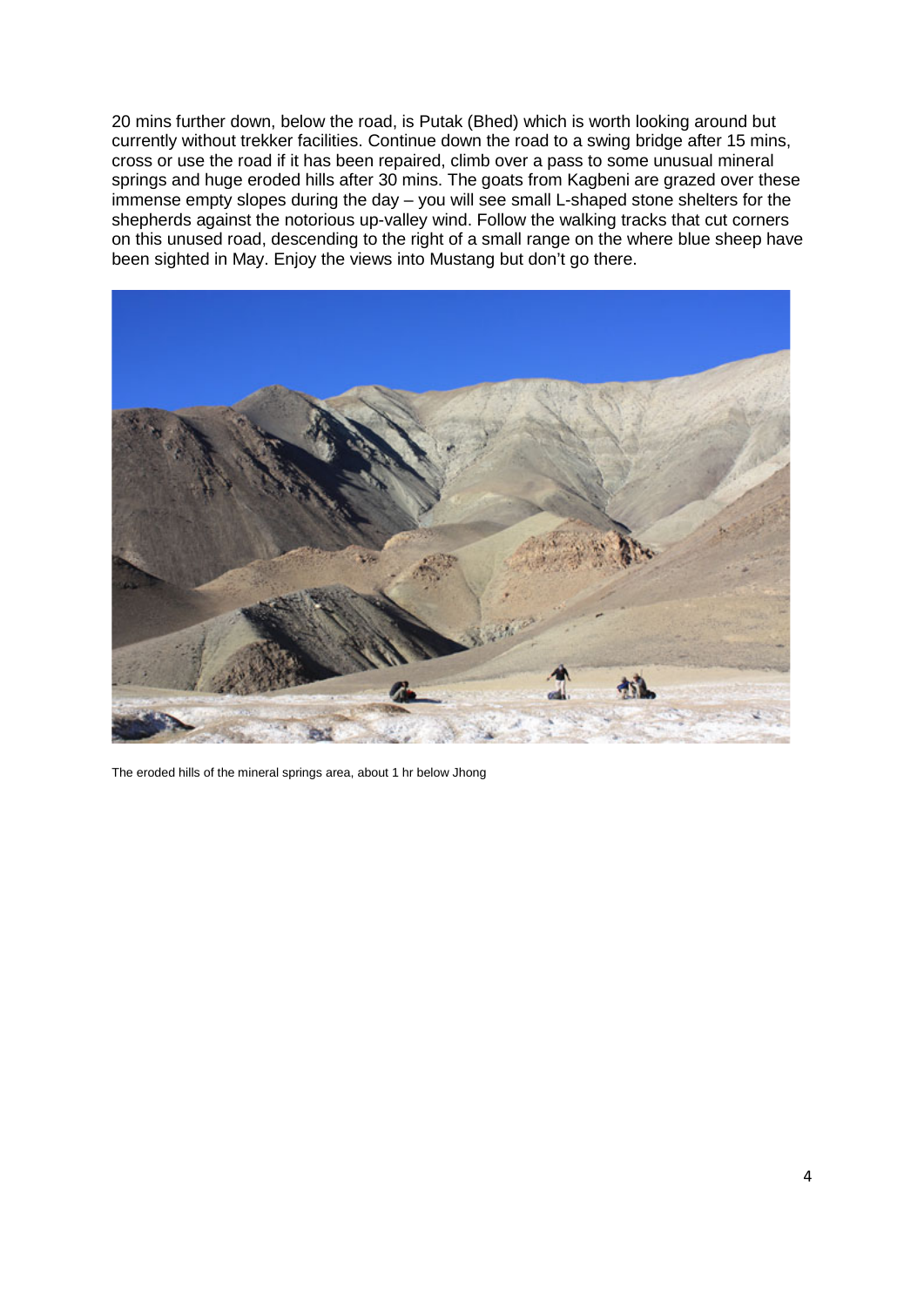20 mins further down, below the road, is Putak (Bhed) which is worth looking around but currently without trekker facilities. Continue down the road to a swing bridge after 15 mins, cross or use the road if it has been repaired, climb over a pass to some unusual mineral springs and huge eroded hills after 30 mins. The goats from Kagbeni are grazed over these immense empty slopes during the day – you will see small L-shaped stone shelters for the shepherds against the notorious up-valley wind. Follow the walking tracks that cut corners on this unused road, descending to the right of a small range on the where blue sheep have been sighted in May. Enjoy the views into Mustang but don't go there.

The eroded hills of the mineral springs area, about 1 hr below Jhong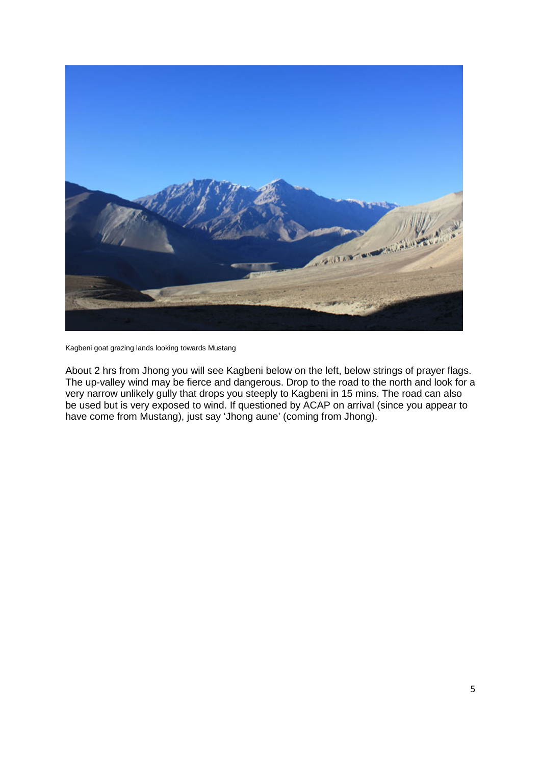Kagbeni goat grazing lands looking towards Mustang

About 2 hrs from Jhong you will see Kagbeni below on the left, below strings of prayer flags. The up-valley wind may be fierce and dangerous. Drop to the road to the north and look for a very narrow unlikely gully that drops you steeply to Kagbeni in 15 mins. The road can also be used but is very exposed to wind. If questioned by ACAP on arrival (since you appear to have come from Mustang), just say 'Jhong aune' (coming from Jhong).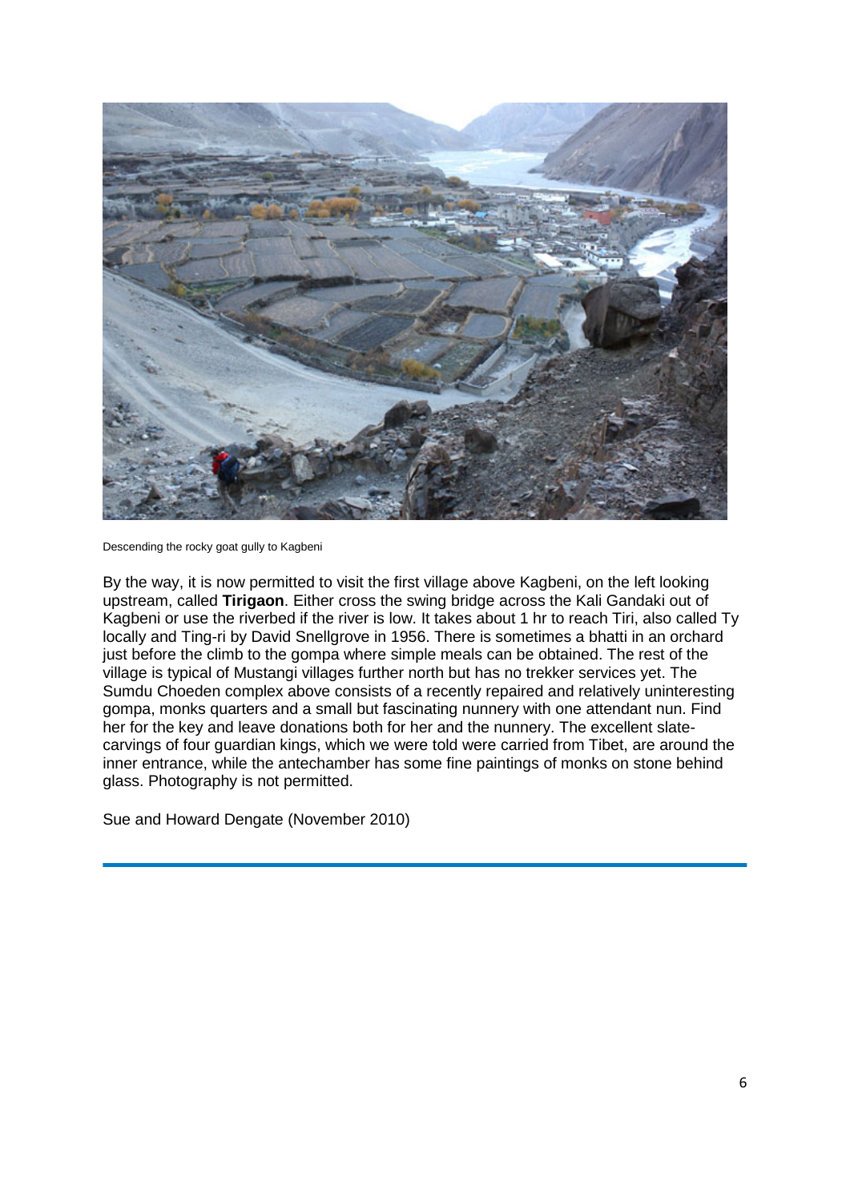Descending the rocky goat gully to Kagbeni

By the way, it is now permitted to visit the first village above Kagbeni, on the left looking upstream, called **Tirigaon**. Either cross the swing bridge across the Kali Gandaki out of Kagbeni or use the riverbed if the river is low. It takes about 1 hr to reach Tiri, also called Ty locally and Ting-ri by David Snellgrove in 1956. There is sometimes a bhatti in an orchard just before the climb to the gompa where simple meals can be obtained. The rest of the village is typical of Mustangi villages further north but has no trekker services yet. The Sumdu Choeden complex above consists of a recently repaired and relatively uninteresting gompa, monks quarters and a small but fascinating nunnery with one attendant nun. Find her for the key and leave donations both for her and the nunnery. The excellent slate-carvings of four guardian kings, which we were told were carried from Tibet, are around the inner entrance, while the antechamber has some fine paintings of monks on stone behind glass. Photography is not permitted.

Sue and Howard Dengate (November 2010)